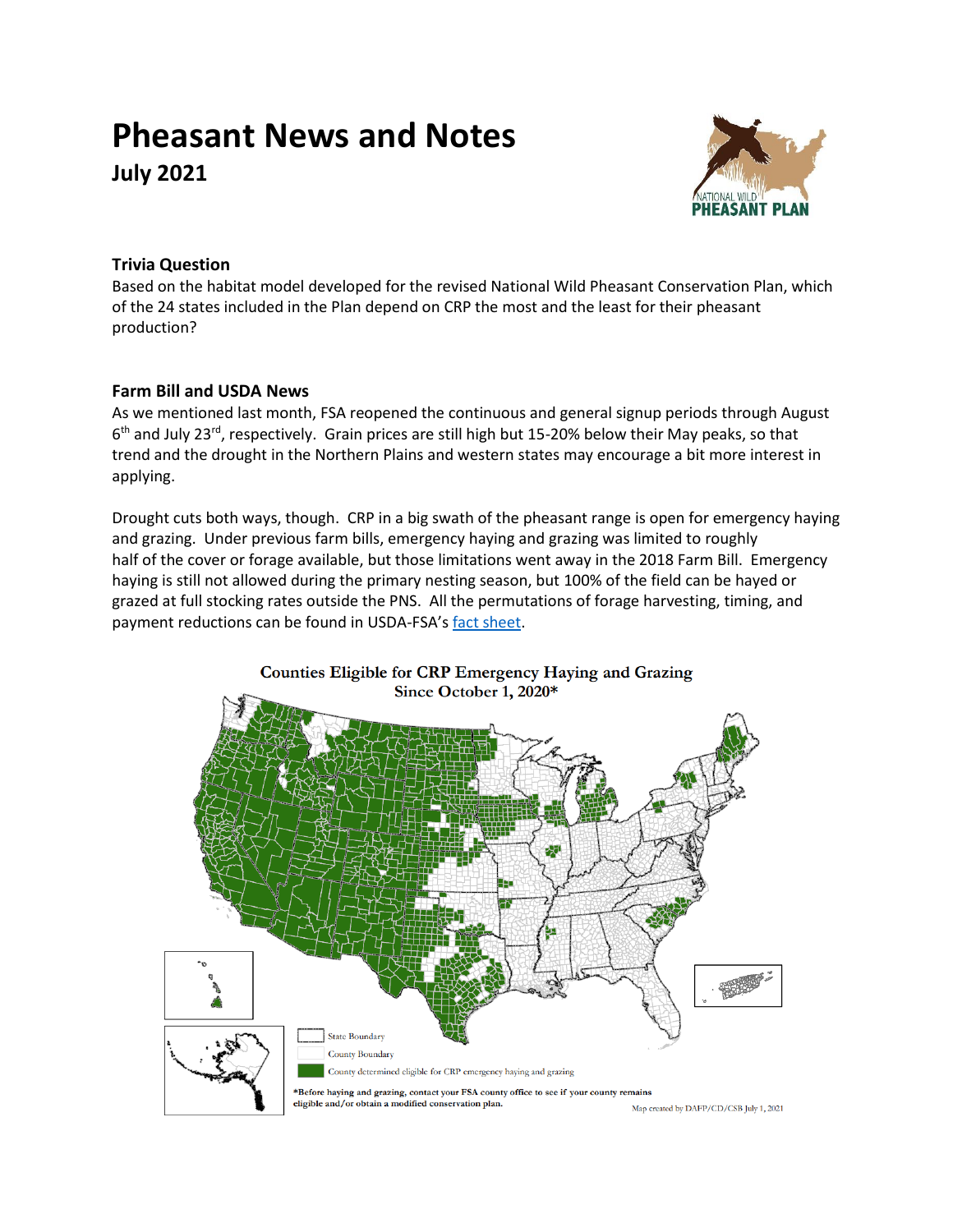# Pheasant News and Notes

**July 2021**

### Trivia Question

Based on the habitat model developed for the revised National Wild Pheasant Conservation Plan, which of the 24 states included in the Plan depend on CRP the most and the least for their pheasant production?

### Farm Bill and USDA News

As we mentioned last month, FSA reopened the continuous and general signup periods through August 6th and July 23rd, respectively. Grain prices are still high but 15-20% below their May peaks, so that trend and the drought in the Northern Plains and western states may encourage a bit more interest in applying.

Drought cuts both ways, though. CRP in a big swath of the pheasant range is open for emergency haying and grazing. Under previous farm bills, emergency haying and grazing was limited to roughly half of the cover or forage available, but those limitations went away in the 2018 Farm Bill. Emergency haying is still not allowed during the primary nesting season, but 100% of the field can be hayed or grazed at full stocking rates outside the PNS. All the permutations of forage harvesting, timing, and payment reductions can be found in USDA-FSA's [fact sheet](fact sheet).

**Counties Eligible for CRP Emergency Haying and Grazing Since October 1, 2020***

State Boundary
County Boundary
County determined eligible for CRP emergency haying and grazing

*Before haying and grazing, contact your FSA county office to see if your county remains eligible and/or obtain a modified conservation plan.

Map created by DAFP/CD/CSB July 1, 2021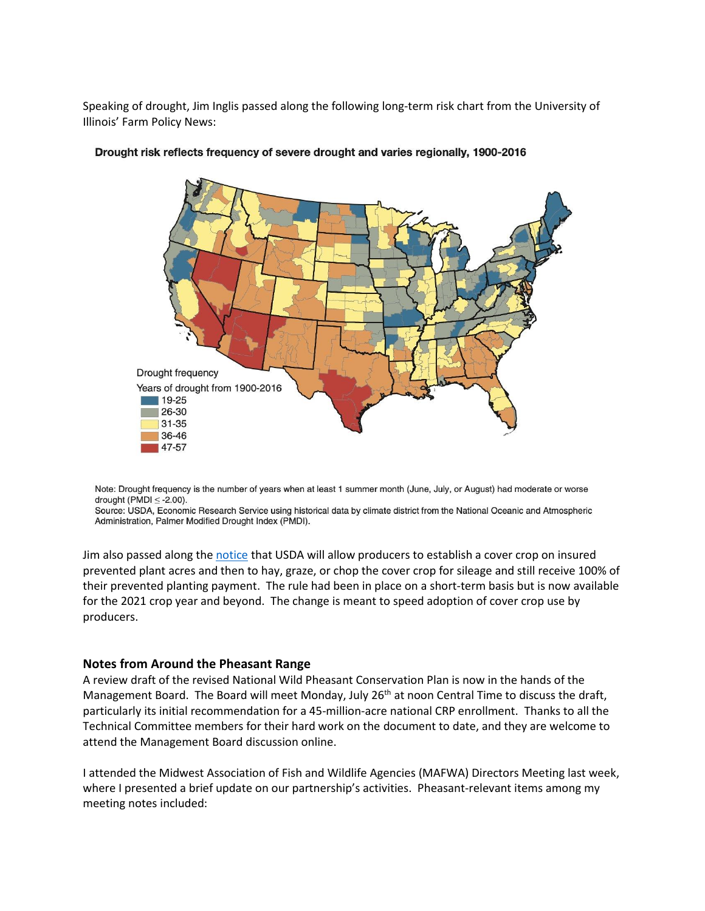Speaking of drought, Jim Inglis passed along the following long-term risk chart from the University of Illinois' Farm Policy News:

**Drought risk reflects frequency of severe drought and varies regionally, 1900-2016**

Drought frequency
Years of drought from 1900-2016

- 19-25
- 26-30
- 31-35
- 36-46
- 47-57

Note: Drought frequency is the number of years when at least 1 summer month (June, July, or August) had moderate or worse drought (PMDI ≤ -2.00).
Source: USDA, Economic Research Service using historical data by climate district from the National Oceanic and Atmospheric Administration, Palmer Modified Drought Index (PMDI).

Jim also passed along the [notice](notice) that USDA will allow producers to establish a cover crop on insured prevented plant acres and then to hay, graze, or chop the cover crop for sileage and still receive 100% of their prevented planting payment. The rule had been in place on a short-term basis but is now available for the 2021 crop year and beyond. The change is meant to speed adoption of cover crop use by producers.

### Notes from Around the Pheasant Range

A review draft of the revised National Wild Pheasant Conservation Plan is now in the hands of the Management Board. The Board will meet Monday, July 26th at noon Central Time to discuss the draft, particularly its initial recommendation for a 45-million-acre national CRP enrollment. Thanks to all the Technical Committee members for their hard work on the document to date, and they are welcome to attend the Management Board discussion online.

I attended the Midwest Association of Fish and Wildlife Agencies (MAFWA) Directors Meeting last week, where I presented a brief update on our partnership's activities. Pheasant-relevant items among my meeting notes included: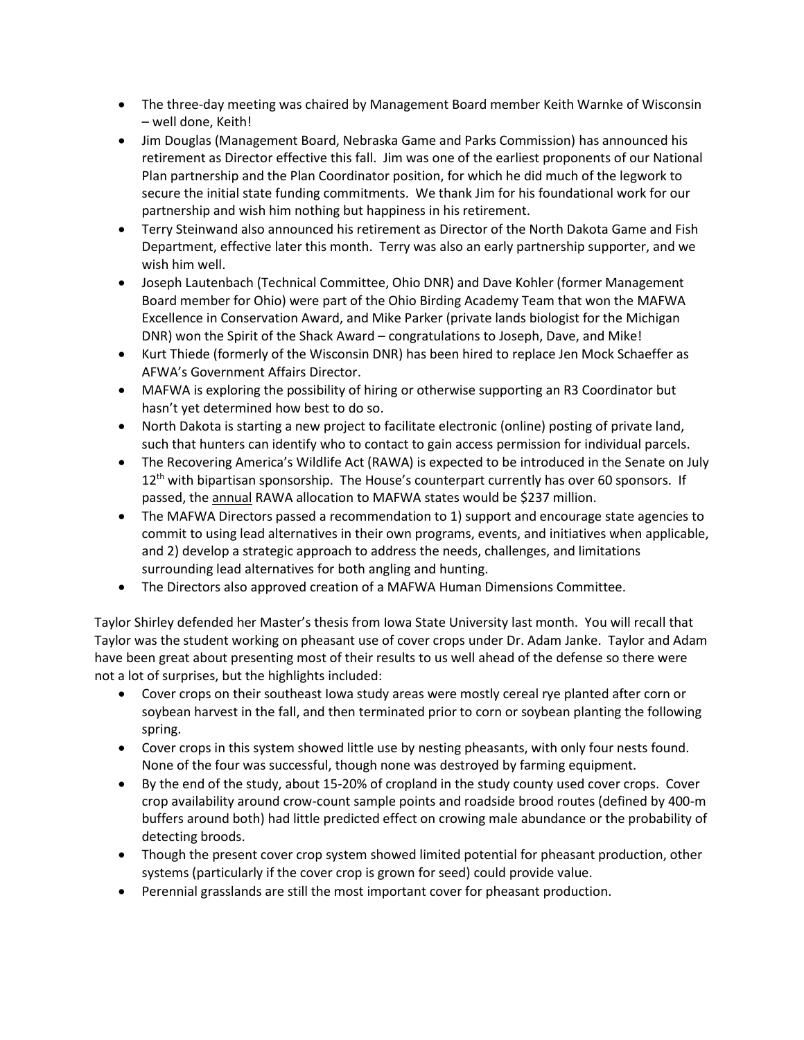- The three-day meeting was chaired by Management Board member Keith Warnke of Wisconsin – well done, Keith!
- Jim Douglas (Management Board, Nebraska Game and Parks Commission) has announced his retirement as Director effective this fall. Jim was one of the earliest proponents of our National Plan partnership and the Plan Coordinator position, for which he did much of the legwork to secure the initial state funding commitments. We thank Jim for his foundational work for our partnership and wish him nothing but happiness in his retirement.
- Terry Steinwand also announced his retirement as Director of the North Dakota Game and Fish Department, effective later this month. Terry was also an early partnership supporter, and we wish him well.
- Joseph Lautenbach (Technical Committee, Ohio DNR) and Dave Kohler (former Management Board member for Ohio) were part of the Ohio Birding Academy Team that won the MAFWA Excellence in Conservation Award, and Mike Parker (private lands biologist for the Michigan DNR) won the Spirit of the Shack Award – congratulations to Joseph, Dave, and Mike!
- Kurt Thiede (formerly of the Wisconsin DNR) has been hired to replace Jen Mock Schaeffer as AFWA's Government Affairs Director.
- MAFWA is exploring the possibility of hiring or otherwise supporting an R3 Coordinator but hasn't yet determined how best to do so.
- North Dakota is starting a new project to facilitate electronic (online) posting of private land, such that hunters can identify who to contact to gain access permission for individual parcels.
- The Recovering America's Wildlife Act (RAWA) is expected to be introduced in the Senate on July 12th with bipartisan sponsorship. The House's counterpart currently has over 60 sponsors. If passed, the <u>annual</u> RAWA allocation to MAFWA states would be $237 million.
- The MAFWA Directors passed a recommendation to 1) support and encourage state agencies to commit to using lead alternatives in their own programs, events, and initiatives when applicable, and 2) develop a strategic approach to address the needs, challenges, and limitations surrounding lead alternatives for both angling and hunting.
- The Directors also approved creation of a MAFWA Human Dimensions Committee.

Taylor Shirley defended her Master's thesis from Iowa State University last month. You will recall that Taylor was the student working on pheasant use of cover crops under Dr. Adam Janke. Taylor and Adam have been great about presenting most of their results to us well ahead of the defense so there were not a lot of surprises, but the highlights included:

- Cover crops on their southeast Iowa study areas were mostly cereal rye planted after corn or soybean harvest in the fall, and then terminated prior to corn or soybean planting the following spring.
- Cover crops in this system showed little use by nesting pheasants, with only four nests found. None of the four was successful, though none was destroyed by farming equipment.
- By the end of the study, about 15-20% of cropland in the study county used cover crops. Cover crop availability around crow-count sample points and roadside brood routes (defined by 400-m buffers around both) had little predicted effect on crowing male abundance or the probability of detecting broods.
- Though the present cover crop system showed limited potential for pheasant production, other systems (particularly if the cover crop is grown for seed) could provide value.
- Perennial grasslands are still the most important cover for pheasant production.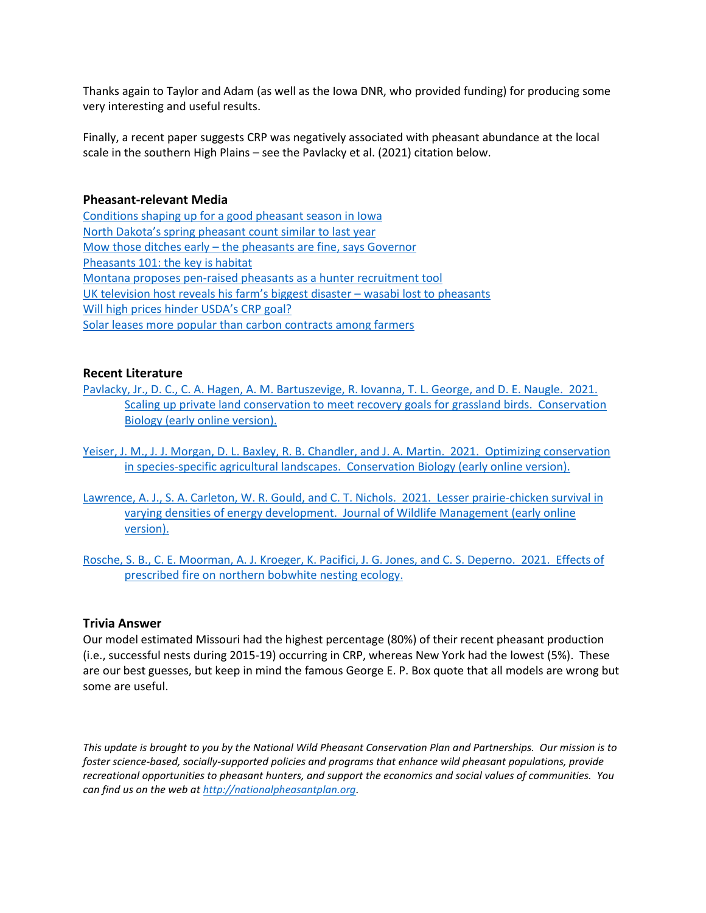Thanks again to Taylor and Adam (as well as the Iowa DNR, who provided funding) for producing some very interesting and useful results.

Finally, a recent paper suggests CRP was negatively associated with pheasant abundance at the local scale in the southern High Plains – see the Pavlacky et al. (2021) citation below.

### Pheasant-relevant Media

Conditions shaping up for a good pheasant season in Iowa
North Dakota's spring pheasant count similar to last year
Mow those ditches early – the pheasants are fine, says Governor
Pheasants 101: the key is habitat
Montana proposes pen-raised pheasants as a hunter recruitment tool
UK television host reveals his farm's biggest disaster – wasabi lost to pheasants
Will high prices hinder USDA's CRP goal?
Solar leases more popular than carbon contracts among farmers

### Recent Literature

Pavlacky, Jr., D. C., C. A. Hagen, A. M. Bartuszevige, R. Iovanna, T. L. George, and D. E. Naugle. 2021. Scaling up private land conservation to meet recovery goals for grassland birds. Conservation Biology (early online version).

Yeiser, J. M., J. J. Morgan, D. L. Baxley, R. B. Chandler, and J. A. Martin. 2021. Optimizing conservation in species-specific agricultural landscapes. Conservation Biology (early online version).

Lawrence, A. J., S. A. Carleton, W. R. Gould, and C. T. Nichols. 2021. Lesser prairie-chicken survival in varying densities of energy development. Journal of Wildlife Management (early online version).

Rosche, S. B., C. E. Moorman, A. J. Kroeger, K. Pacifici, J. G. Jones, and C. S. Deperno. 2021. Effects of prescribed fire on northern bobwhite nesting ecology.

### Trivia Answer

Our model estimated Missouri had the highest percentage (80%) of their recent pheasant production (i.e., successful nests during 2015-19) occurring in CRP, whereas New York had the lowest (5%). These are our best guesses, but keep in mind the famous George E. P. Box quote that all models are wrong but some are useful.

*This update is brought to you by the National Wild Pheasant Conservation Plan and Partnerships. Our mission is to foster science-based, socially-supported policies and programs that enhance wild pheasant populations, provide recreational opportunities to pheasant hunters, and support the economics and social values of communities. You can find us on the web at http://nationalpheasantplan.org.*